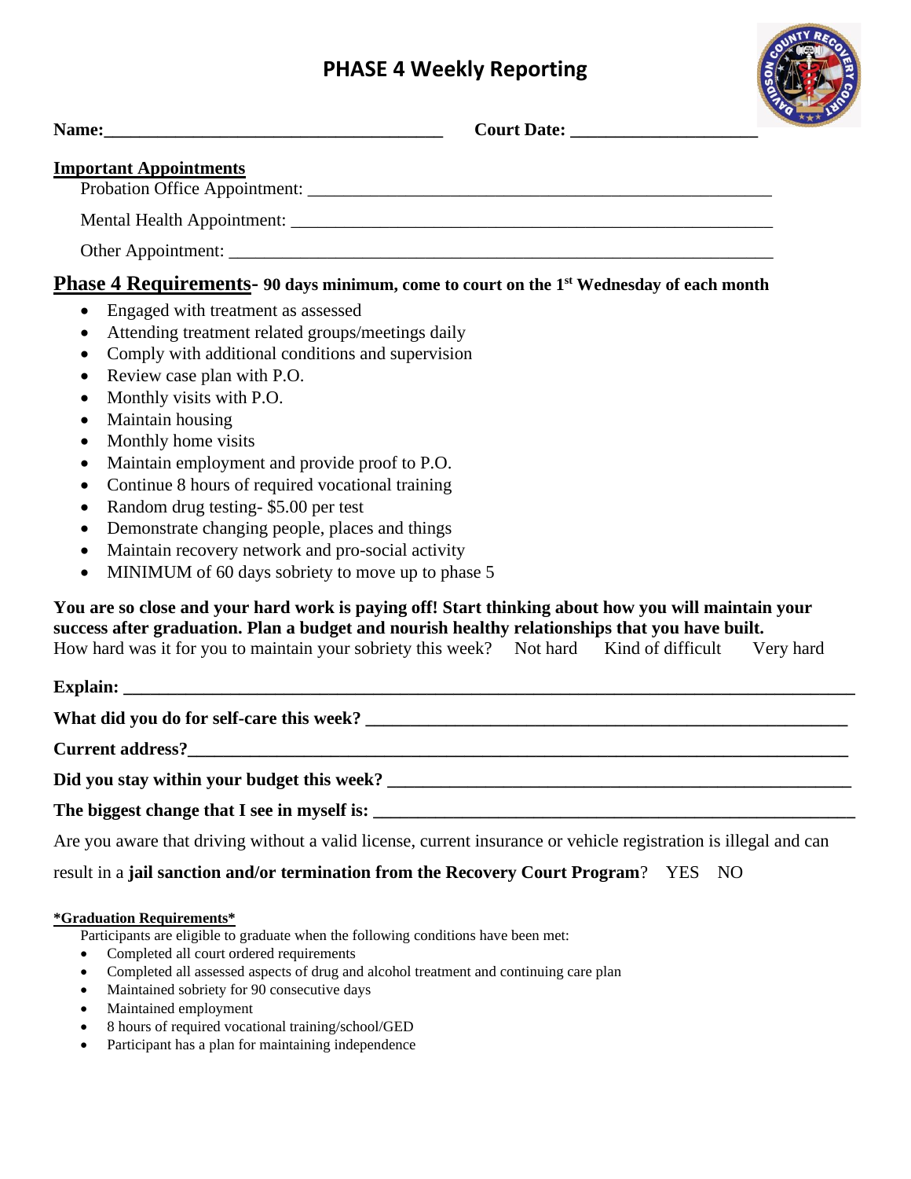# PHASE 4 Weekly Reporting

**Name:**_______________________________________ **Court Date:** _____________________

**Important Appointments**

Probation Office Appointment: ______________________________________________________

Mental Health Appointment: ________________________________________________________

Other Appointment: ______________________________________________________________

## Phase 4 Requirements- 90 days minimum, come to court on the 1st Wednesday of each month

- Engaged with treatment as assessed
- Attending treatment related groups/meetings daily
- Comply with additional conditions and supervision
- Review case plan with P.O.
- Monthly visits with P.O.
- Maintain housing
- Monthly home visits
- Maintain employment and provide proof to P.O.
- Continue 8 hours of required vocational training
- Random drug testing- $5.00 per test
- Demonstrate changing people, places and things
- Maintain recovery network and pro-social activity
- MINIMUM of 60 days sobriety to move up to phase 5

**You are so close and your hard work is paying off! Start thinking about how you will maintain your success after graduation. Plan a budget and nourish healthy relationships that you have built.**

How hard was it for you to maintain your sobriety this week? Not hard Kind of difficult Very hard

**Explain:** ________________________________________________________________________________

**What did you do for self-care this week?** ______________________________________________________

**Current address?**___________________________________________________________________________

**Did you stay within your budget this week?** ___________________________________________________

**The biggest change that I see in myself is:** _____________________________________________________

Are you aware that driving without a valid license, current insurance or vehicle registration is illegal and can result in a **jail sanction and/or termination from the Recovery Court Program**? YES NO

**\*Graduation Requirements\***

Participants are eligible to graduate when the following conditions have been met:

- Completed all court ordered requirements
- Completed all assessed aspects of drug and alcohol treatment and continuing care plan
- Maintained sobriety for 90 consecutive days
- Maintained employment
- 8 hours of required vocational training/school/GED
- Participant has a plan for maintaining independence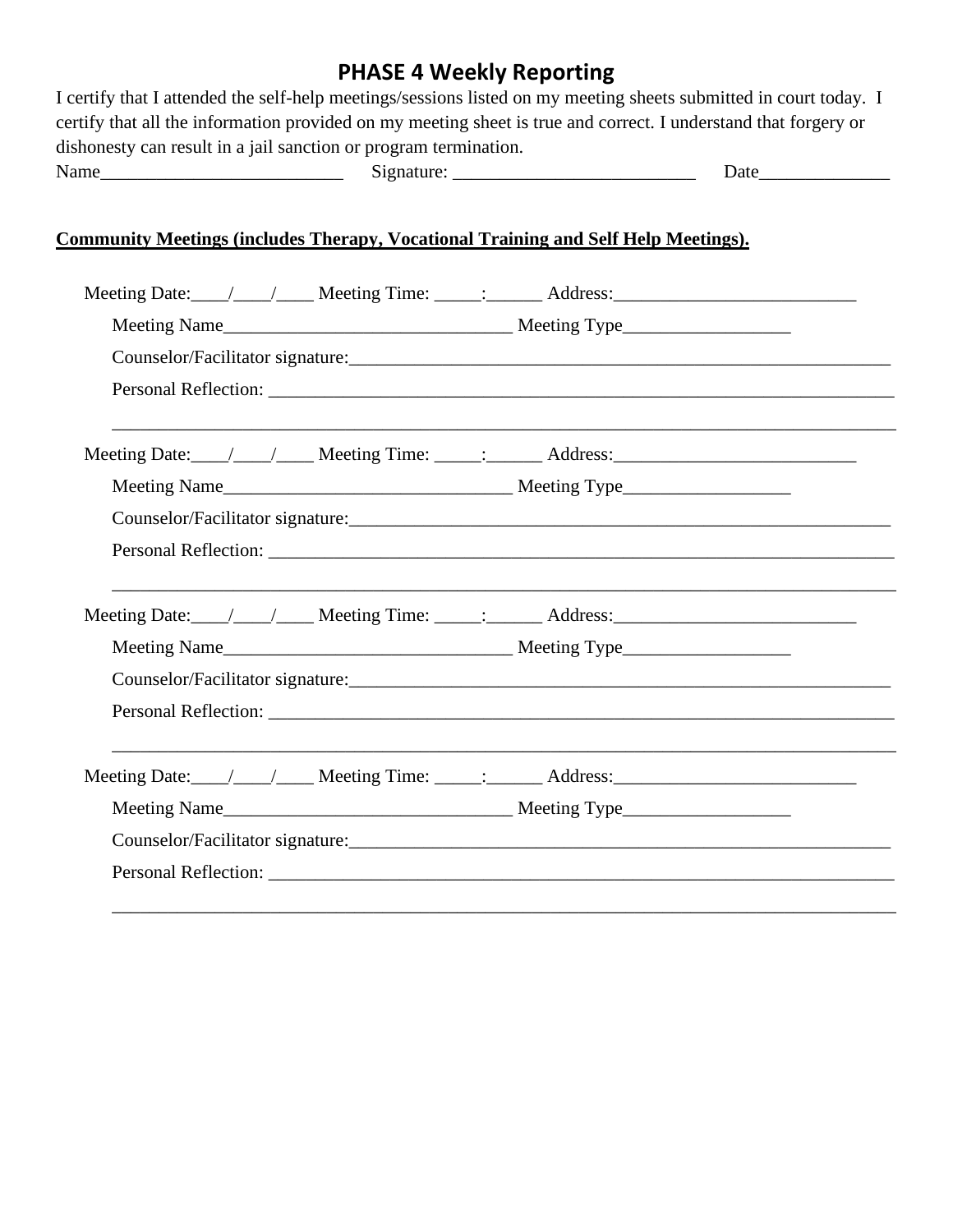# PHASE 4 Weekly Reporting

I certify that I attended the self-help meetings/sessions listed on my meeting sheets submitted in court today. I certify that all the information provided on my meeting sheet is true and correct. I understand that forgery or dishonesty can result in a jail sanction or program termination.

Name__________________________ Signature: __________________________ Date______________

**Community Meetings (includes Therapy, Vocational Training and Self Help Meetings).**

Meeting Date:____/____/____ Meeting Time: _____:______ Address:__________________________

Meeting Name_______________________________ Meeting Type__________________

Counselor/Facilitator signature:_____________________________________________________________

Personal Reflection: _____________________________________________________________________

_________________________________________________________________________________________

Meeting Date:____/____/____ Meeting Time: _____:______ Address:__________________________

Meeting Name_______________________________ Meeting Type__________________

Counselor/Facilitator signature:_____________________________________________________________

Personal Reflection: _____________________________________________________________________

_________________________________________________________________________________________

Meeting Date:____/____/____ Meeting Time: _____:______ Address:__________________________

Meeting Name_______________________________ Meeting Type__________________

Counselor/Facilitator signature:_____________________________________________________________

Personal Reflection: _____________________________________________________________________

_________________________________________________________________________________________

Meeting Date:____/____/____ Meeting Time: _____:______ Address:__________________________

Meeting Name_______________________________ Meeting Type__________________

Counselor/Facilitator signature:_____________________________________________________________

Personal Reflection: _____________________________________________________________________

_________________________________________________________________________________________